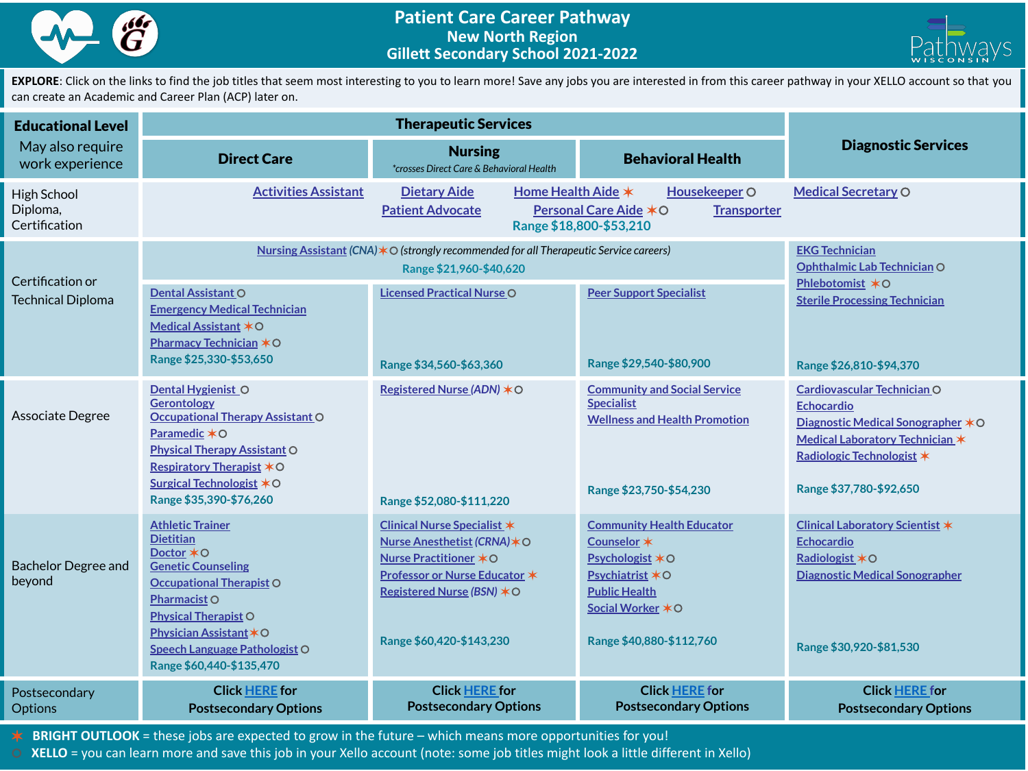# Patient Care Career Pathway
## New North Region
## Gillett Secondary School 2021-2022

**EXPLORE**: Click on the links to find the job titles that seem most interesting to you to learn more! Save any jobs you are interested in from this career pathway in your XELLO account so that you can create an Academic and Career Plan (ACP) later on.

| **Educational Level** May also require work experience | **Therapeutic Services** – **Direct Care** | **Therapeutic Services** – **Nursing** *crosses Direct Care & Behavioral Health* | **Therapeutic Services** – **Behavioral Health** | **Diagnostic Services** |
|---|---|---|---|---|
| High School Diploma, Certification | Activities Assistant; Dietary Aide; Home Health Aide ✶; Housekeeper ○; Patient Advocate; Personal Care Aide ✶○; Transporter; Range $18,800-$53,210 | | | Medical Secretary ○ |
| Certification or Technical Diploma | Nursing Assistant *(CNA)* ✶○ *(strongly recommended for all Therapeutic Service careers)* Range $21,960-$40,620 | | | EKG Technician; Ophthalmic Lab Technician ○; Phlebotomist ✶○; Sterile Processing Technician; Range $26,810-$94,370 |
| | Dental Assistant ○; Emergency Medical Technician; Medical Assistant ✶○; Pharmacy Technician ✶○; Range $25,330-$53,650 | Licensed Practical Nurse ○; Range $34,560-$63,360 | Peer Support Specialist; Range $29,540-$80,900 | |
| Associate Degree | Dental Hygienist ○; Gerontology; Occupational Therapy Assistant ○; Paramedic ✶○; Physical Therapy Assistant ○; Respiratory Therapist ✶○; Surgical Technologist ✶○; Range $35,390-$76,260 | Registered Nurse *(ADN)* ✶○; Range $52,080-$111,220 | Community and Social Service Specialist; Wellness and Health Promotion; Range $23,750-$54,230 | Cardiovascular Technician ○; Echocardio; Diagnostic Medical Sonographer ✶○; Medical Laboratory Technician ✶; Radiologic Technologist ✶; Range $37,780-$92,650 |
| Bachelor Degree and beyond | Athletic Trainer; Dietitian; Doctor ✶○; Genetic Counseling; Occupational Therapist ○; Pharmacist ○; Physical Therapist ○; Physician Assistant ✶○; Speech Language Pathologist ○; Range $60,440-$135,470 | Clinical Nurse Specialist ✶; Nurse Anesthetist *(CRNA)* ✶○; Nurse Practitioner ✶○; Professor or Nurse Educator ✶; Registered Nurse *(BSN)* ✶○; Range $60,420-$143,230 | Community Health Educator; Counselor ✶; Psychologist ✶○; Psychiatrist ✶○; Public Health; Social Worker ✶○; Range $40,880-$112,760 | Clinical Laboratory Scientist ✶; Echocardio; Radiologist ✶○; Diagnostic Medical Sonographer; Range $30,920-$81,530 |
| Postsecondary Options | Click HERE for Postsecondary Options | Click HERE for Postsecondary Options | Click HERE for Postsecondary Options | Click HERE for Postsecondary Options |

✶ **BRIGHT OUTLOOK** = these jobs are expected to grow in the future – which means more opportunities for you!

○ **XELLO** = you can learn more and save this job in your Xello account (note: some job titles might look a little different in Xello)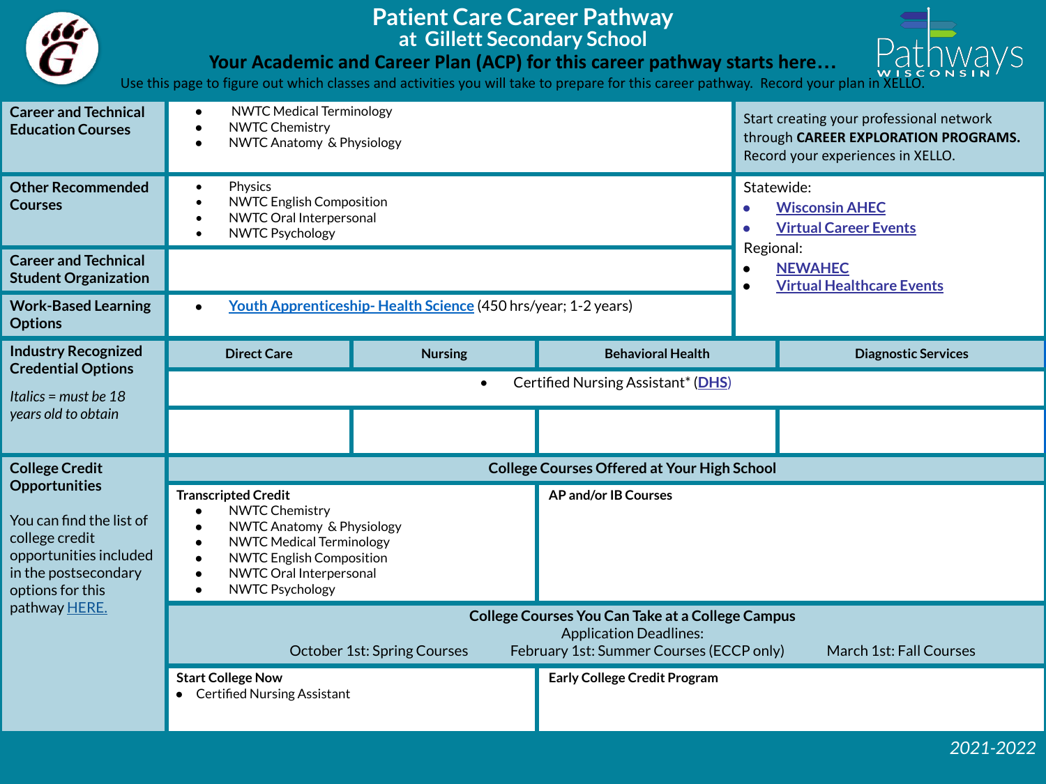# Patient Care Career Pathway
## at Gillett Secondary School
### Your Academic and Career Plan (ACP) for this career pathway starts here…

Use this page to figure out which classes and activities you will take to prepare for this career pathway. Record your plan in XELLO.

**Career and Technical Education Courses**
- NWTC Medical Terminology
- NWTC Chemistry
- NWTC Anatomy & Physiology

**Other Recommended Courses**
- Physics
- NWTC English Composition
- NWTC Oral Interpersonal
- NWTC Psychology

**Career and Technical Student Organization**

**Work-Based Learning Options**
- Youth Apprenticeship- Health Science (450 hrs/year; 1-2 years)

Start creating your professional network through **CAREER EXPLORATION PROGRAMS.** Record your experiences in XELLO.

Statewide:
- Wisconsin AHEC
- Virtual Career Events

Regional:
- NEWAHEC
- Virtual Healthcare Events

**Industry Recognized Credential Options**

*Italics = must be 18 years old to obtain*

| Direct Care | Nursing | Behavioral Health | Diagnostic Services |
|---|---|---|---|
| Certified Nursing Assistant* (DHS) | | | |
| | | | |

**College Credit Opportunities**

You can find the list of college credit opportunities included in the postsecondary options for this pathway HERE.

**College Courses Offered at Your High School**

| Transcripted Credit | AP and/or IB Courses |
|---|---|
| NWTC Chemistry<br>NWTC Anatomy & Physiology<br>NWTC Medical Terminology<br>NWTC English Composition<br>NWTC Oral Interpersonal<br>NWTC Psychology | |

**College Courses You Can Take at a College Campus**

Application Deadlines:
October 1st: Spring Courses    February 1st: Summer Courses (ECCP only)    March 1st: Fall Courses

| Start College Now | Early College Credit Program |
|---|---|
| Certified Nursing Assistant | |

*2021-2022*